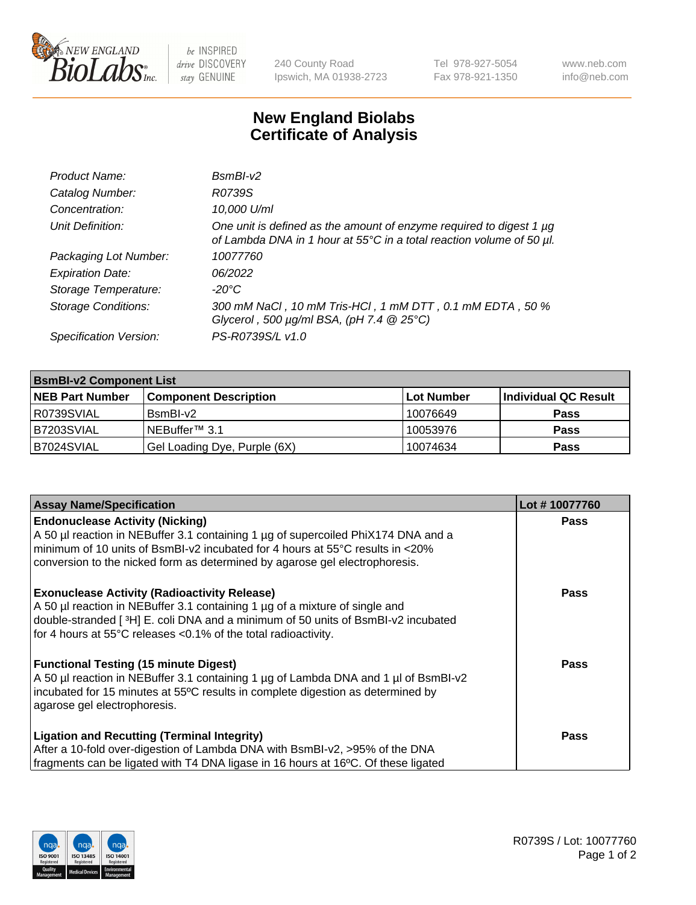240 County Road
Ipswich, MA 01938-2723

Tel 978-927-5054
Fax 978-921-1350

www.neb.com
info@neb.com

# New England Biolabs
# Certificate of Analysis

| | |
|---|---|
| *Product Name:* | *BsmBI-v2* |
| *Catalog Number:* | *R0739S* |
| *Concentration:* | *10,000 U/ml* |
| *Unit Definition:* | *One unit is defined as the amount of enzyme required to digest 1 µg of Lambda DNA in 1 hour at 55°C in a total reaction volume of 50 µl.* |
| *Packaging Lot Number:* | *10077760* |
| *Expiration Date:* | *06/2022* |
| *Storage Temperature:* | *-20°C* |
| *Storage Conditions:* | *300 mM NaCl , 10 mM Tris-HCl , 1 mM DTT , 0.1 mM EDTA , 50 % Glycerol , 500 µg/ml BSA, (pH 7.4 @ 25°C)* |
| *Specification Version:* | *PS-R0739S/L v1.0* |

| **BsmBI-v2 Component List** | | | |
|---|---|---|---|
| **NEB Part Number** | **Component Description** | **Lot Number** | **Individual QC Result** |
| R0739SVIAL | BsmBI-v2 | 10076649 | **Pass** |
| B7203SVIAL | NEBuffer™ 3.1 | 10053976 | **Pass** |
| B7024SVIAL | Gel Loading Dye, Purple (6X) | 10074634 | **Pass** |

| **Assay Name/Specification** | **Lot # 10077760** |
|---|---|
| **Endonuclease Activity (Nicking)** A 50 µl reaction in NEBuffer 3.1 containing 1 µg of supercoiled PhiX174 DNA and a minimum of 10 units of BsmBI-v2 incubated for 4 hours at 55°C results in <20% conversion to the nicked form as determined by agarose gel electrophoresis. | **Pass** |
| **Exonuclease Activity (Radioactivity Release)** A 50 µl reaction in NEBuffer 3.1 containing 1 µg of a mixture of single and double-stranded [ $^{3}$H] E. coli DNA and a minimum of 50 units of BsmBI-v2 incubated for 4 hours at 55°C releases <0.1% of the total radioactivity. | **Pass** |
| **Functional Testing (15 minute Digest)** A 50 µl reaction in NEBuffer 3.1 containing 1 µg of Lambda DNA and 1 µl of BsmBI-v2 incubated for 15 minutes at 55ºC results in complete digestion as determined by agarose gel electrophoresis. | **Pass** |
| **Ligation and Recutting (Terminal Integrity)** After a 10-fold over-digestion of Lambda DNA with BsmBI-v2, >95% of the DNA fragments can be ligated with T4 DNA ligase in 16 hours at 16ºC. Of these ligated | **Pass** |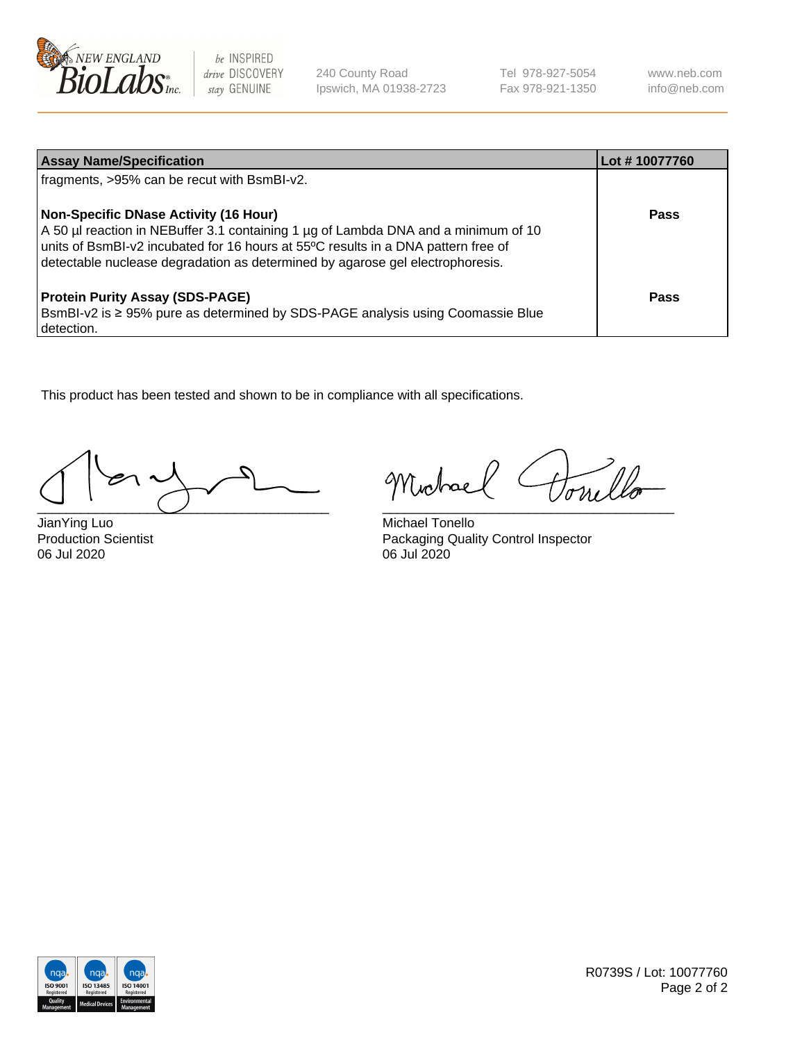| Assay Name/Specification | Lot # 10077760 |
|---|---|
| fragments, >95% can be recut with BsmBI-v2. | |
| **Non-Specific DNase Activity (16 Hour)**<br>A 50 µl reaction in NEBuffer 3.1 containing 1 µg of Lambda DNA and a minimum of 10 units of BsmBI-v2 incubated for 16 hours at 55ºC results in a DNA pattern free of detectable nuclease degradation as determined by agarose gel electrophoresis. | **Pass** |
| **Protein Purity Assay (SDS-PAGE)**<br>BsmBI-v2 is ≥ 95% pure as determined by SDS-PAGE analysis using Coomassie Blue detection. | **Pass** |

This product has been tested and shown to be in compliance with all specifications.

JianYing Luo
Production Scientist
06 Jul 2020

Michael Tonello
Packaging Quality Control Inspector
06 Jul 2020

R0739S / Lot: 10077760